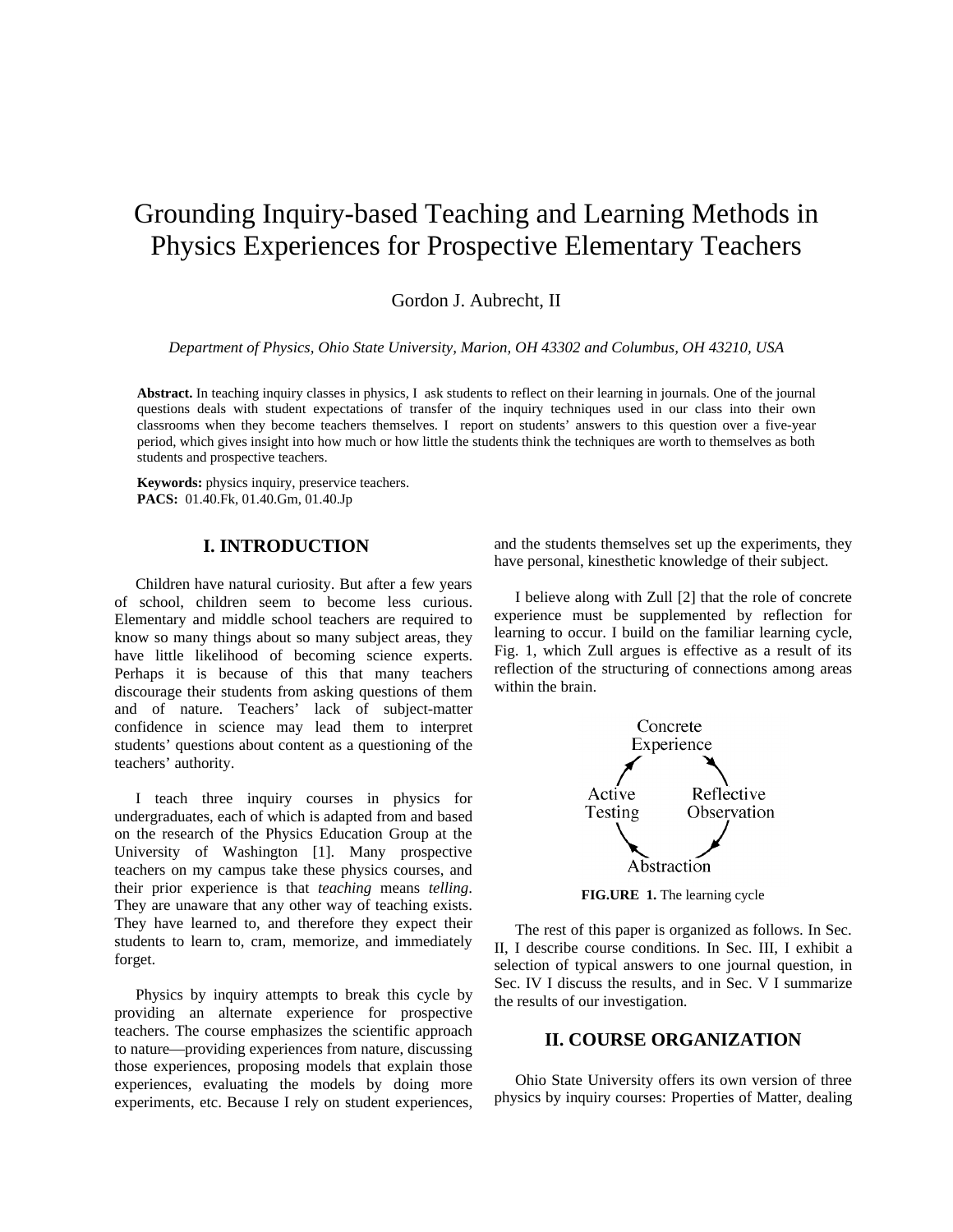# Grounding Inquiry-based Teaching and Learning Methods in Physics Experiences for Prospective Elementary Teachers

Gordon J. Aubrecht, II

*Department of Physics, Ohio State University, Marion, OH 43302 and Columbus, OH 43210, USA*

**Abstract.** In teaching inquiry classes in physics, I ask students to reflect on their learning in journals. One of the journal questions deals with student expectations of transfer of the inquiry techniques used in our class into their own classrooms when they become teachers themselves. I report on students' answers to this question over a five-year period, which gives insight into how much or how little the students think the techniques are worth to themselves as both students and prospective teachers.

**Keywords:** physics inquiry, preservice teachers.
**PACS:** 01.40.Fk, 01.40.Gm, 01.40.Jp

## I. INTRODUCTION

Children have natural curiosity. But after a few years of school, children seem to become less curious. Elementary and middle school teachers are required to know so many things about so many subject areas, they have little likelihood of becoming science experts. Perhaps it is because of this that many teachers discourage their students from asking questions of them and of nature. Teachers' lack of subject-matter confidence in science may lead them to interpret students' questions about content as a questioning of the teachers' authority.

I teach three inquiry courses in physics for undergraduates, each of which is adapted from and based on the research of the Physics Education Group at the University of Washington [1]. Many prospective teachers on my campus take these physics courses, and their prior experience is that *teaching* means *telling*. They are unaware that any other way of teaching exists. They have learned to, and therefore they expect their students to learn to, cram, memorize, and immediately forget.

Physics by inquiry attempts to break this cycle by providing an alternate experience for prospective teachers. The course emphasizes the scientific approach to nature—providing experiences from nature, discussing those experiences, proposing models that explain those experiences, evaluating the models by doing more experiments, etc. Because I rely on student experiences, and the students themselves set up the experiments, they have personal, kinesthetic knowledge of their subject.

I believe along with Zull [2] that the role of concrete experience must be supplemented by reflection for learning to occur. I build on the familiar learning cycle, Fig. 1, which Zull argues is effective as a result of its reflection of the structuring of connections among areas within the brain.

Concrete Experience
Reflective Observation
Abstraction
Active Testing

**FIG.URE 1.** The learning cycle

The rest of this paper is organized as follows. In Sec. II, I describe course conditions. In Sec. III, I exhibit a selection of typical answers to one journal question, in Sec. IV I discuss the results, and in Sec. V I summarize the results of our investigation.

## II. COURSE ORGANIZATION

Ohio State University offers its own version of three physics by inquiry courses: Properties of Matter, dealing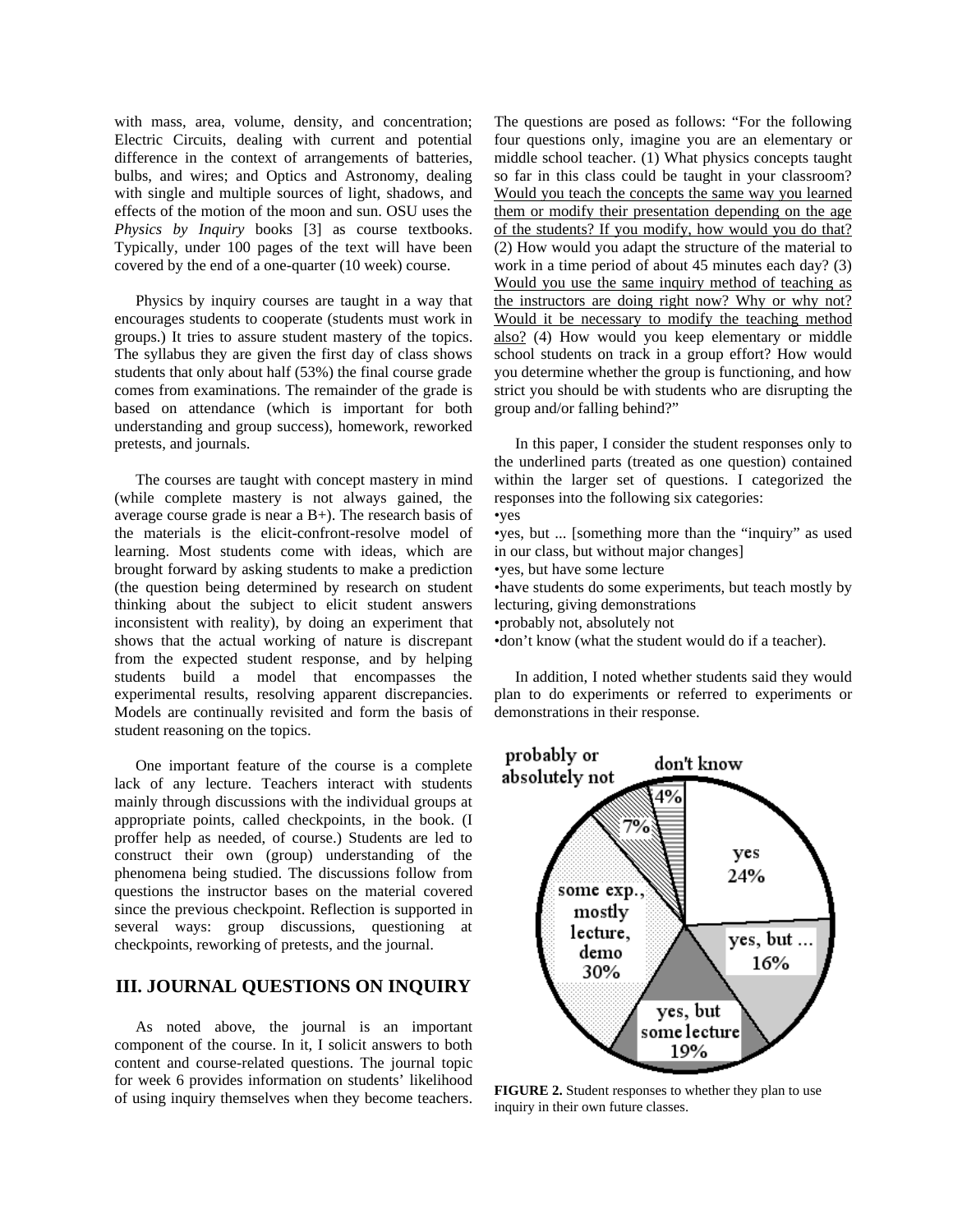with mass, area, volume, density, and concentration; Electric Circuits, dealing with current and potential difference in the context of arrangements of batteries, bulbs, and wires; and Optics and Astronomy, dealing with single and multiple sources of light, shadows, and effects of the motion of the moon and sun. OSU uses the *Physics by Inquiry* books [3] as course textbooks. Typically, under 100 pages of the text will have been covered by the end of a one-quarter (10 week) course.

Physics by inquiry courses are taught in a way that encourages students to cooperate (students must work in groups.) It tries to assure student mastery of the topics. The syllabus they are given the first day of class shows students that only about half (53%) the final course grade comes from examinations. The remainder of the grade is based on attendance (which is important for both understanding and group success), homework, reworked pretests, and journals.

The courses are taught with concept mastery in mind (while complete mastery is not always gained, the average course grade is near a B+). The research basis of the materials is the elicit-confront-resolve model of learning. Most students come with ideas, which are brought forward by asking students to make a prediction (the question being determined by research on student thinking about the subject to elicit student answers inconsistent with reality), by doing an experiment that shows that the actual working of nature is discrepant from the expected student response, and by helping students build a model that encompasses the experimental results, resolving apparent discrepancies. Models are continually revisited and form the basis of student reasoning on the topics.

One important feature of the course is a complete lack of any lecture. Teachers interact with students mainly through discussions with the individual groups at appropriate points, called checkpoints, in the book. (I proffer help as needed, of course.) Students are led to construct their own (group) understanding of the phenomena being studied. The discussions follow from questions the instructor bases on the material covered since the previous checkpoint. Reflection is supported in several ways: group discussions, questioning at checkpoints, reworking of pretests, and the journal.

## III. JOURNAL QUESTIONS ON INQUIRY

As noted above, the journal is an important component of the course. In it, I solicit answers to both content and course-related questions. The journal topic for week 6 provides information on students' likelihood of using inquiry themselves when they become teachers. The questions are posed as follows: "For the following four questions only, imagine you are an elementary or middle school teacher. (1) What physics concepts taught so far in this class could be taught in your classroom? <u>Would you teach the concepts the same way you learned them or modify their presentation depending on the age of the students? If you modify, how would you do that?</u> (2) How would you adapt the structure of the material to work in a time period of about 45 minutes each day? (3) <u>Would you use the same inquiry method of teaching as the instructors are doing right now? Why or why not? Would it be necessary to modify the teaching method also?</u> (4) How would you keep elementary or middle school students on track in a group effort? How would you determine whether the group is functioning, and how strict you should be with students who are disrupting the group and/or falling behind?"

In this paper, I consider the student responses only to the underlined parts (treated as one question) contained within the larger set of questions. I categorized the responses into the following six categories:

- yes
- yes, but ... [something more than the "inquiry" as used in our class, but without major changes]
- yes, but have some lecture
- have students do some experiments, but teach mostly by lecturing, giving demonstrations
- probably not, absolutely not
- don't know (what the student would do if a teacher).

In addition, I noted whether students said they would plan to do experiments or referred to experiments or demonstrations in their response.

probably or absolutely not
don't know
4%
7%
yes
24%
yes, but ...
16%
yes, but some lecture
19%
some exp., mostly lecture, demo
30%

**FIGURE 2.** Student responses to whether they plan to use inquiry in their own future classes.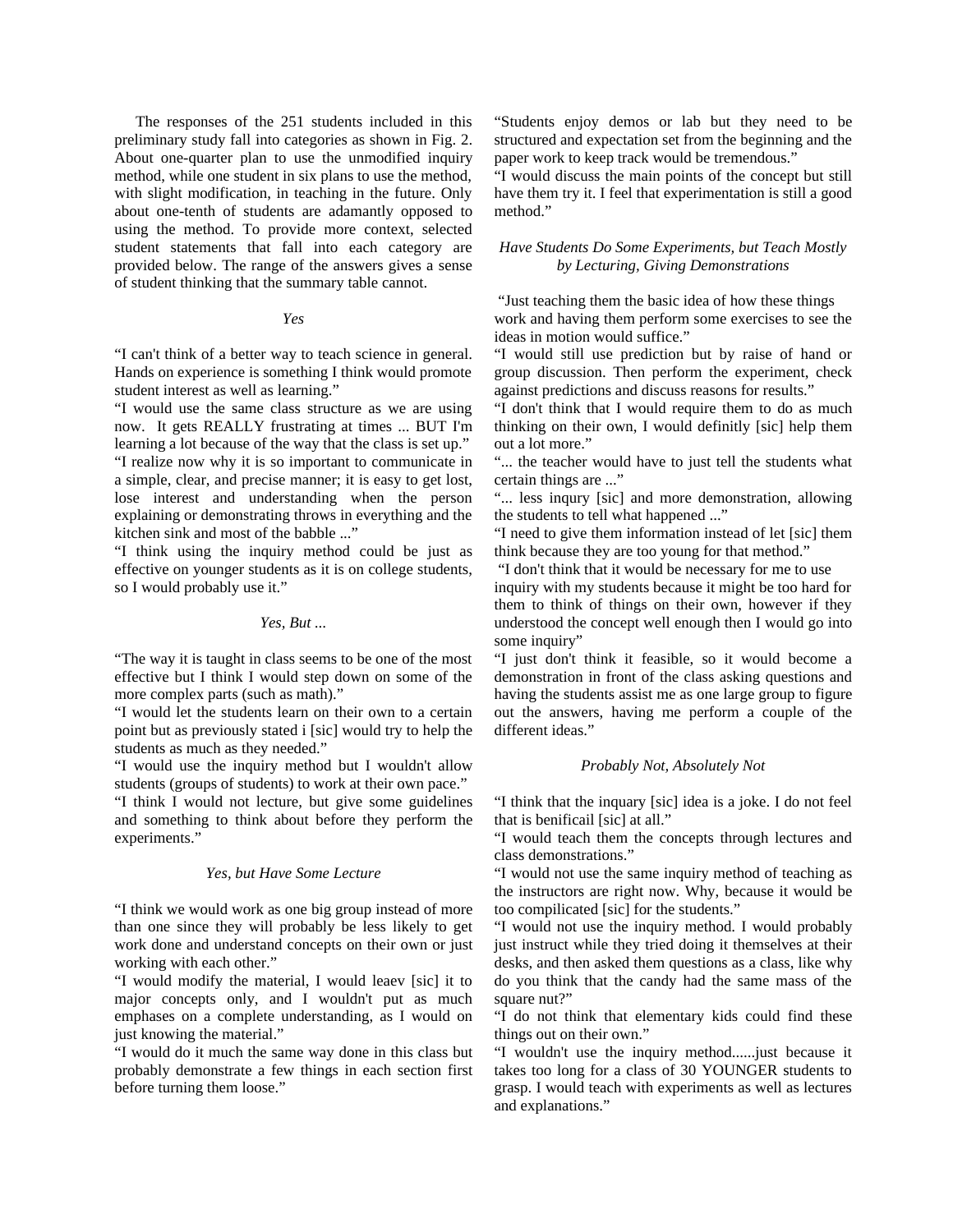The responses of the 251 students included in this preliminary study fall into categories as shown in Fig. 2. About one-quarter plan to use the unmodified inquiry method, while one student in six plans to use the method, with slight modification, in teaching in the future. Only about one-tenth of students are adamantly opposed to using the method. To provide more context, selected student statements that fall into each category are provided below. The range of the answers gives a sense of student thinking that the summary table cannot.

*Yes*

"I can't think of a better way to teach science in general. Hands on experience is something I think would promote student interest as well as learning."

"I would use the same class structure as we are using now. It gets REALLY frustrating at times ... BUT I'm learning a lot because of the way that the class is set up."

"I realize now why it is so important to communicate in a simple, clear, and precise manner; it is easy to get lost, lose interest and understanding when the person explaining or demonstrating throws in everything and the kitchen sink and most of the babble ..."

"I think using the inquiry method could be just as effective on younger students as it is on college students, so I would probably use it."

*Yes, But ...*

"The way it is taught in class seems to be one of the most effective but I think I would step down on some of the more complex parts (such as math)."

"I would let the students learn on their own to a certain point but as previously stated i [sic] would try to help the students as much as they needed."

"I would use the inquiry method but I wouldn't allow students (groups of students) to work at their own pace."

"I think I would not lecture, but give some guidelines and something to think about before they perform the experiments."

*Yes, but Have Some Lecture*

"I think we would work as one big group instead of more than one since they will probably be less likely to get work done and understand concepts on their own or just working with each other."

"I would modify the material, I would leaev [sic] it to major concepts only, and I wouldn't put as much emphases on a complete understanding, as I would on just knowing the material."

"I would do it much the same way done in this class but probably demonstrate a few things in each section first before turning them loose."

"Students enjoy demos or lab but they need to be structured and expectation set from the beginning and the paper work to keep track would be tremendous."

"I would discuss the main points of the concept but still have them try it. I feel that experimentation is still a good method."

*Have Students Do Some Experiments, but Teach Mostly by Lecturing, Giving Demonstrations*

"Just teaching them the basic idea of how these things work and having them perform some exercises to see the ideas in motion would suffice."

"I would still use prediction but by raise of hand or group discussion. Then perform the experiment, check against predictions and discuss reasons for results."

"I don't think that I would require them to do as much thinking on their own, I would definitly [sic] help them out a lot more."

"... the teacher would have to just tell the students what certain things are ..."

"... less inqury [sic] and more demonstration, allowing the students to tell what happened ..."

"I need to give them information instead of let [sic] them think because they are too young for that method."

"I don't think that it would be necessary for me to use inquiry with my students because it might be too hard for them to think of things on their own, however if they understood the concept well enough then I would go into some inquiry"

"I just don't think it feasible, so it would become a demonstration in front of the class asking questions and having the students assist me as one large group to figure out the answers, having me perform a couple of the different ideas."

*Probably Not, Absolutely Not*

"I think that the inquary [sic] idea is a joke. I do not feel that is benificail [sic] at all."

"I would teach them the concepts through lectures and class demonstrations."

"I would not use the same inquiry method of teaching as the instructors are right now. Why, because it would be too compilicated [sic] for the students."

"I would not use the inquiry method. I would probably just instruct while they tried doing it themselves at their desks, and then asked them questions as a class, like why do you think that the candy had the same mass of the square nut?"

"I do not think that elementary kids could find these things out on their own."

"I wouldn't use the inquiry method......just because it takes too long for a class of 30 YOUNGER students to grasp. I would teach with experiments as well as lectures and explanations."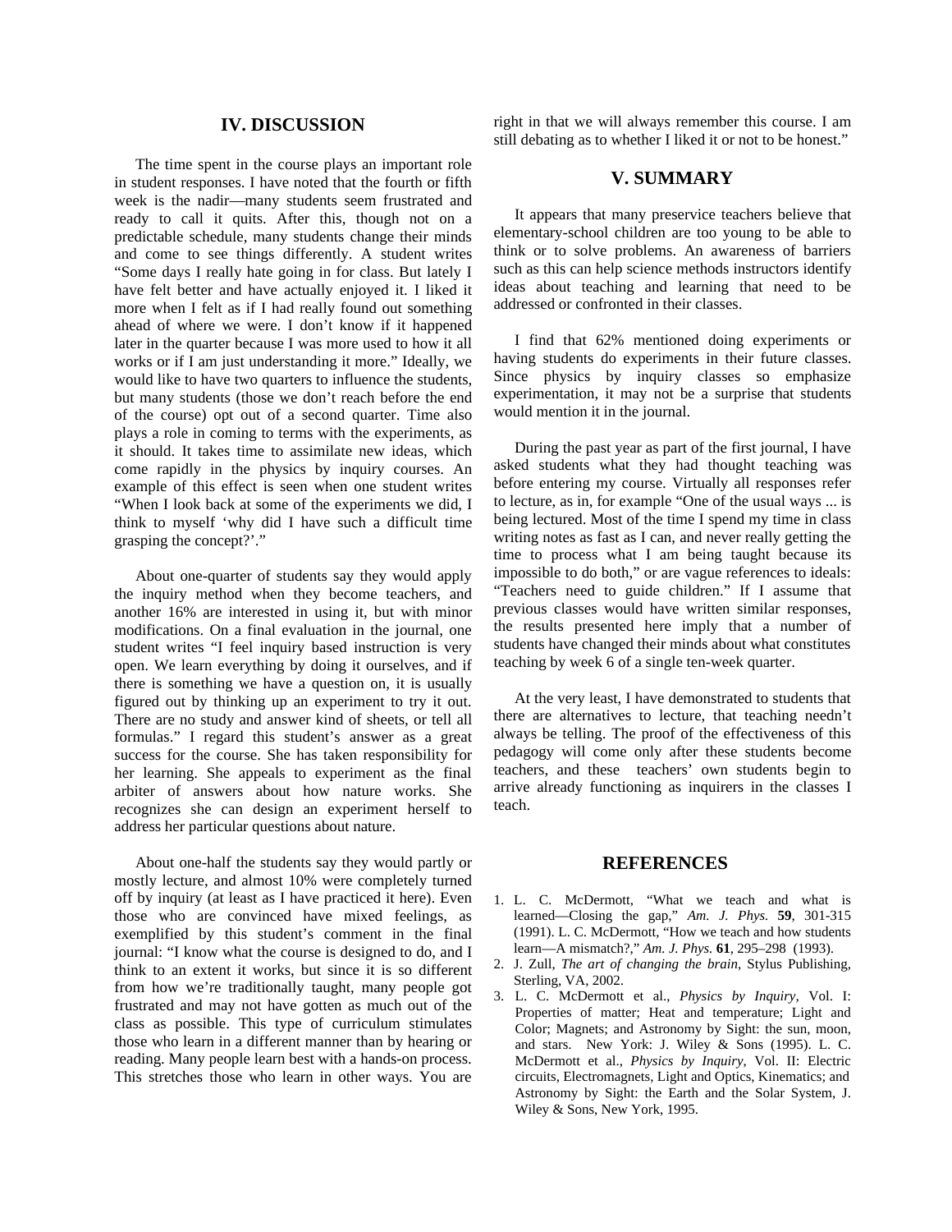## IV. DISCUSSION

The time spent in the course plays an important role in student responses. I have noted that the fourth or fifth week is the nadir—many students seem frustrated and ready to call it quits. After this, though not on a predictable schedule, many students change their minds and come to see things differently. A student writes "Some days I really hate going in for class. But lately I have felt better and have actually enjoyed it. I liked it more when I felt as if I had really found out something ahead of where we were. I don't know if it happened later in the quarter because I was more used to how it all works or if I am just understanding it more." Ideally, we would like to have two quarters to influence the students, but many students (those we don't reach before the end of the course) opt out of a second quarter. Time also plays a role in coming to terms with the experiments, as it should. It takes time to assimilate new ideas, which come rapidly in the physics by inquiry courses. An example of this effect is seen when one student writes "When I look back at some of the experiments we did, I think to myself 'why did I have such a difficult time grasping the concept?'."

About one-quarter of students say they would apply the inquiry method when they become teachers, and another 16% are interested in using it, but with minor modifications. On a final evaluation in the journal, one student writes "I feel inquiry based instruction is very open. We learn everything by doing it ourselves, and if there is something we have a question on, it is usually figured out by thinking up an experiment to try it out. There are no study and answer kind of sheets, or tell all formulas." I regard this student's answer as a great success for the course. She has taken responsibility for her learning. She appeals to experiment as the final arbiter of answers about how nature works. She recognizes she can design an experiment herself to address her particular questions about nature.

About one-half the students say they would partly or mostly lecture, and almost 10% were completely turned off by inquiry (at least as I have practiced it here). Even those who are convinced have mixed feelings, as exemplified by this student's comment in the final journal: "I know what the course is designed to do, and I think to an extent it works, but since it is so different from how we're traditionally taught, many people got frustrated and may not have gotten as much out of the class as possible. This type of curriculum stimulates those who learn in a different manner than by hearing or reading. Many people learn best with a hands-on process. This stretches those who learn in other ways. You are right in that we will always remember this course. I am still debating as to whether I liked it or not to be honest."

## V. SUMMARY

It appears that many preservice teachers believe that elementary-school children are too young to be able to think or to solve problems. An awareness of barriers such as this can help science methods instructors identify ideas about teaching and learning that need to be addressed or confronted in their classes.

I find that 62% mentioned doing experiments or having students do experiments in their future classes. Since physics by inquiry classes so emphasize experimentation, it may not be a surprise that students would mention it in the journal.

During the past year as part of the first journal, I have asked students what they had thought teaching was before entering my course. Virtually all responses refer to lecture, as in, for example "One of the usual ways ... is being lectured. Most of the time I spend my time in class writing notes as fast as I can, and never really getting the time to process what I am being taught because its impossible to do both," or are vague references to ideals: "Teachers need to guide children." If I assume that previous classes would have written similar responses, the results presented here imply that a number of students have changed their minds about what constitutes teaching by week 6 of a single ten-week quarter.

At the very least, I have demonstrated to students that there are alternatives to lecture, that teaching needn't always be telling. The proof of the effectiveness of this pedagogy will come only after these students become teachers, and these teachers' own students begin to arrive already functioning as inquirers in the classes I teach.

## REFERENCES

1. L. C. McDermott, "What we teach and what is learned—Closing the gap," *Am. J. Phys.* **59**, 301-315 (1991). L. C. McDermott, "How we teach and how students learn—A mismatch?," *Am. J. Phys.* **61**, 295–298 (1993).
2. J. Zull, *The art of changing the brain*, Stylus Publishing, Sterling, VA, 2002.
3. L. C. McDermott et al., *Physics by Inquiry*, Vol. I: Properties of matter; Heat and temperature; Light and Color; Magnets; and Astronomy by Sight: the sun, moon, and stars. New York: J. Wiley & Sons (1995). L. C. McDermott et al., *Physics by Inquiry*, Vol. II: Electric circuits, Electromagnets, Light and Optics, Kinematics; and Astronomy by Sight: the Earth and the Solar System, J. Wiley & Sons, New York, 1995.